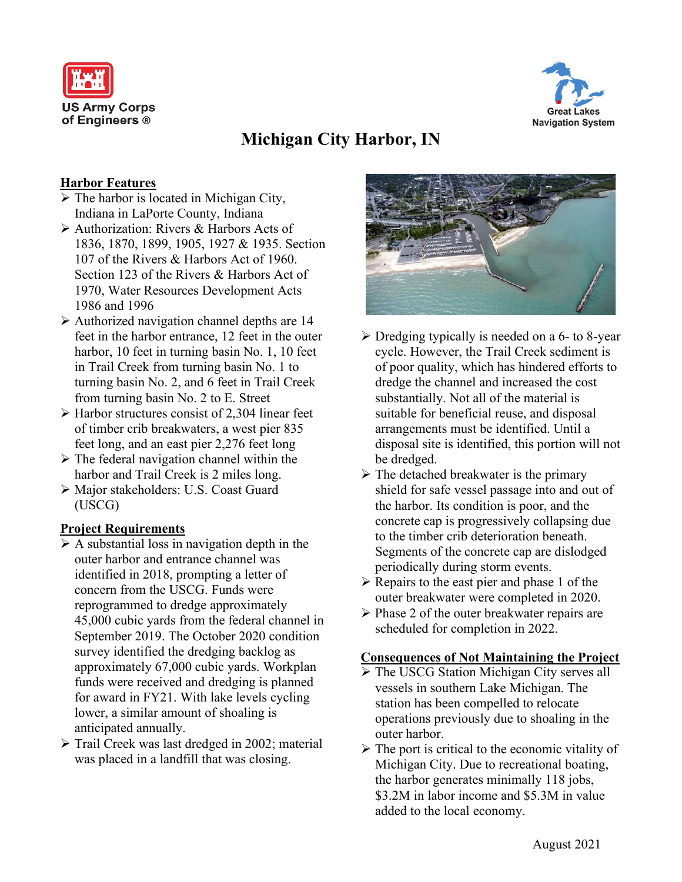US Army Corps of Engineers ®

Great Lakes Navigation System

# Michigan City Harbor, IN

## Harbor Features

- The harbor is located in Michigan City, Indiana in LaPorte County, Indiana
- Authorization: Rivers & Harbors Acts of 1836, 1870, 1899, 1905, 1927 & 1935. Section 107 of the Rivers & Harbors Act of 1960. Section 123 of the Rivers & Harbors Act of 1970, Water Resources Development Acts 1986 and 1996
- Authorized navigation channel depths are 14 feet in the harbor entrance, 12 feet in the outer harbor, 10 feet in turning basin No. 1, 10 feet in Trail Creek from turning basin No. 1 to turning basin No. 2, and 6 feet in Trail Creek from turning basin No. 2 to E. Street
- Harbor structures consist of 2,304 linear feet of timber crib breakwaters, a west pier 835 feet long, and an east pier 2,276 feet long
- The federal navigation channel within the harbor and Trail Creek is 2 miles long.
- Major stakeholders: U.S. Coast Guard (USCG)

## Project Requirements

- A substantial loss in navigation depth in the outer harbor and entrance channel was identified in 2018, prompting a letter of concern from the USCG. Funds were reprogrammed to dredge approximately 45,000 cubic yards from the federal channel in September 2019. The October 2020 condition survey identified the dredging backlog as approximately 67,000 cubic yards. Workplan funds were received and dredging is planned for award in FY21. With lake levels cycling lower, a similar amount of shoaling is anticipated annually.
- Trail Creek was last dredged in 2002; material was placed in a landfill that was closing.
- Dredging typically is needed on a 6- to 8-year cycle. However, the Trail Creek sediment is of poor quality, which has hindered efforts to dredge the channel and increased the cost substantially. Not all of the material is suitable for beneficial reuse, and disposal arrangements must be identified. Until a disposal site is identified, this portion will not be dredged.
- The detached breakwater is the primary shield for safe vessel passage into and out of the harbor. Its condition is poor, and the concrete cap is progressively collapsing due to the timber crib deterioration beneath. Segments of the concrete cap are dislodged periodically during storm events.
- Repairs to the east pier and phase 1 of the outer breakwater were completed in 2020.
- Phase 2 of the outer breakwater repairs are scheduled for completion in 2022.

## Consequences of Not Maintaining the Project

- The USCG Station Michigan City serves all vessels in southern Lake Michigan. The station has been compelled to relocate operations previously due to shoaling in the outer harbor.
- The port is critical to the economic vitality of Michigan City. Due to recreational boating, the harbor generates minimally 118 jobs, $3.2M in labor income and $5.3M in value added to the local economy.

August 2021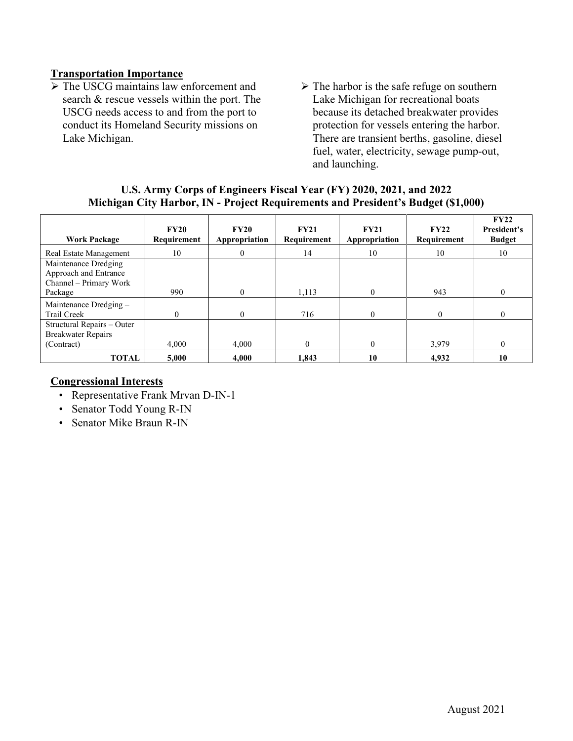## Transportation Importance

- The USCG maintains law enforcement and search & rescue vessels within the port. The USCG needs access to and from the port to conduct its Homeland Security missions on Lake Michigan.
- The harbor is the safe refuge on southern Lake Michigan for recreational boats because its detached breakwater provides protection for vessels entering the harbor. There are transient berths, gasoline, diesel fuel, water, electricity, sewage pump-out, and launching.

**U.S. Army Corps of Engineers Fiscal Year (FY) 2020, 2021, and 2022**
**Michigan City Harbor, IN - Project Requirements and President's Budget ($1,000)**

| Work Package | FY20 Requirement | FY20 Appropriation | FY21 Requirement | FY21 Appropriation | FY22 Requirement | FY22 President's Budget |
|---|---|---|---|---|---|---|
| Real Estate Management | 10 | 0 | 14 | 10 | 10 | 10 |
| Maintenance Dredging Approach and Entrance Channel – Primary Work Package | 990 | 0 | 1,113 | 0 | 943 | 0 |
| Maintenance Dredging – Trail Creek | 0 | 0 | 716 | 0 | 0 | 0 |
| Structural Repairs – Outer Breakwater Repairs (Contract) | 4,000 | 4,000 | 0 | 0 | 3,979 | 0 |
| **TOTAL** | **5,000** | **4,000** | **1,843** | **10** | **4,932** | **10** |

## Congressional Interests

- Representative Frank Mrvan D-IN-1
- Senator Todd Young R-IN
- Senator Mike Braun R-IN

August 2021